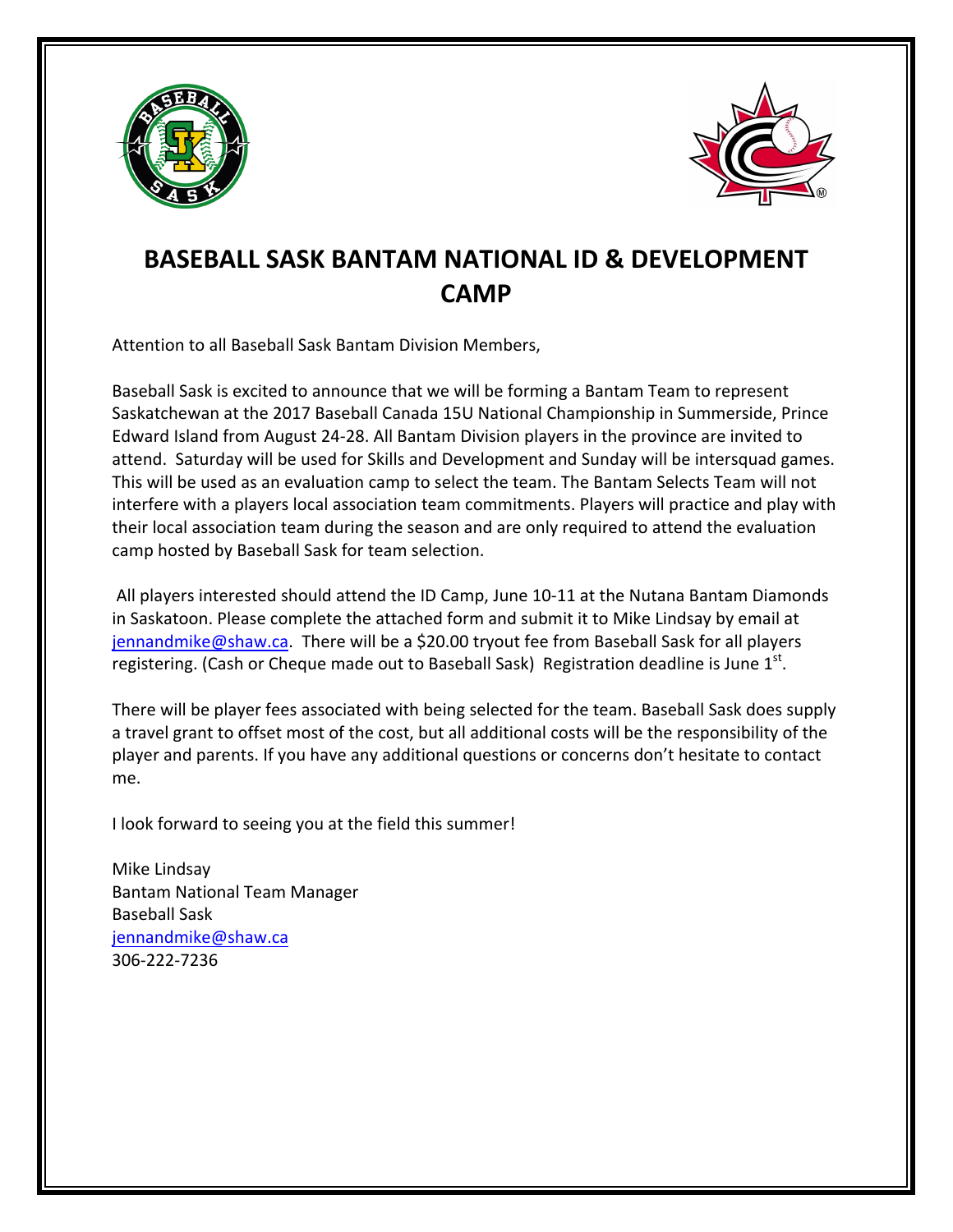# BASEBALL SASK BANTAM NATIONAL ID & DEVELOPMENT CAMP

Attention to all Baseball Sask Bantam Division Members,

Baseball Sask is excited to announce that we will be forming a Bantam Team to represent Saskatchewan at the 2017 Baseball Canada 15U National Championship in Summerside, Prince Edward Island from August 24-28. All Bantam Division players in the province are invited to attend. Saturday will be used for Skills and Development and Sunday will be intersquad games. This will be used as an evaluation camp to select the team. The Bantam Selects Team will not interfere with a players local association team commitments. Players will practice and play with their local association team during the season and are only required to attend the evaluation camp hosted by Baseball Sask for team selection.

All players interested should attend the ID Camp, June 10-11 at the Nutana Bantam Diamonds in Saskatoon. Please complete the attached form and submit it to Mike Lindsay by email at jennandmike@shaw.ca. There will be a $20.00 tryout fee from Baseball Sask for all players registering. (Cash or Cheque made out to Baseball Sask) Registration deadline is June 1st.

There will be player fees associated with being selected for the team. Baseball Sask does supply a travel grant to offset most of the cost, but all additional costs will be the responsibility of the player and parents. If you have any additional questions or concerns don't hesitate to contact me.

I look forward to seeing you at the field this summer!

Mike Lindsay
Bantam National Team Manager
Baseball Sask
jennandmike@shaw.ca
306-222-7236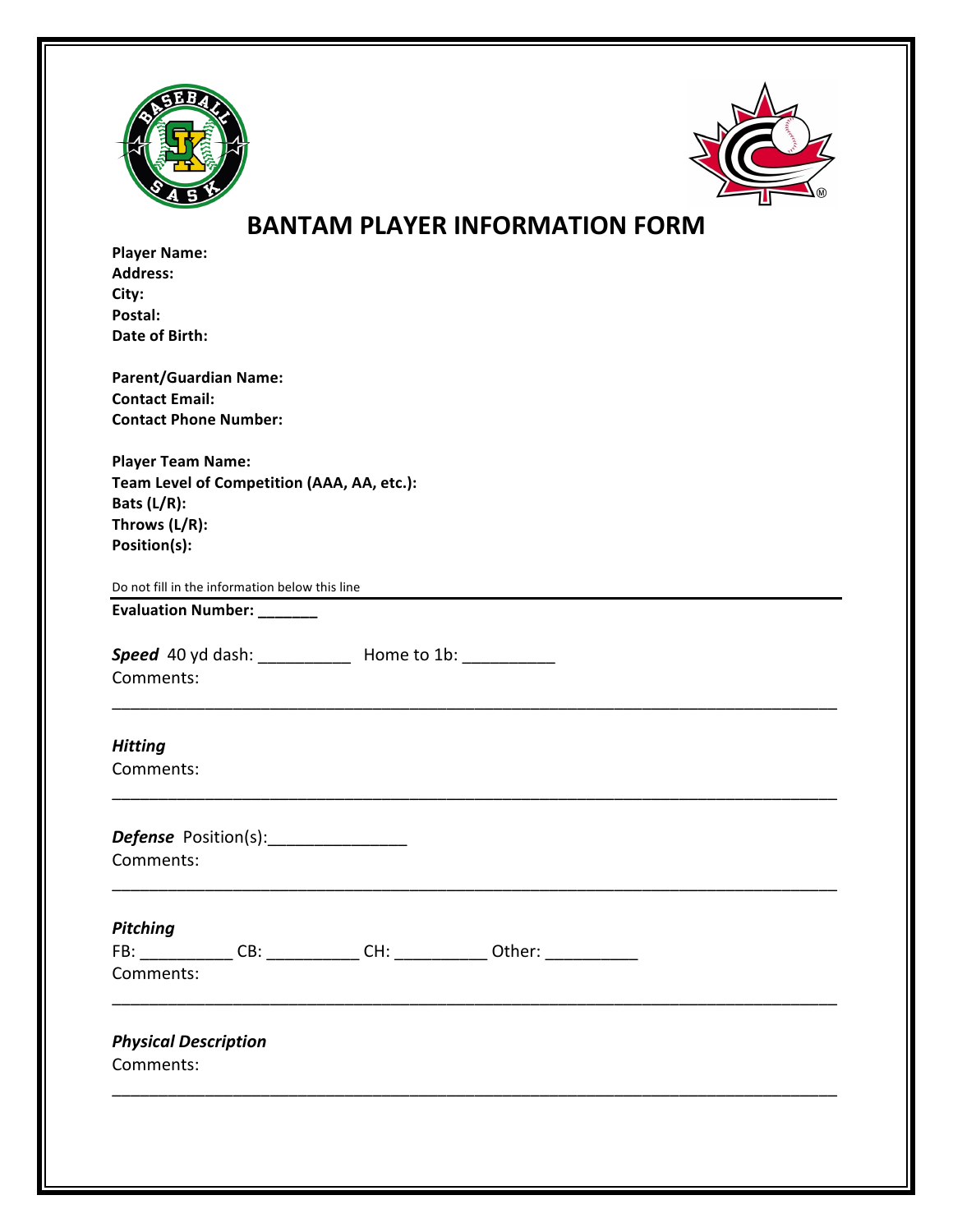# BANTAM PLAYER INFORMATION FORM

**Player Name:**
**Address:**
**City:**
**Postal:**
**Date of Birth:**

**Parent/Guardian Name:**
**Contact Email:**
**Contact Phone Number:**

**Player Team Name:**
**Team Level of Competition (AAA, AA, etc.):**
**Bats (L/R):**
**Throws (L/R):**
**Position(s):**

Do not fill in the information below this line

---

**Evaluation Number: _______**

***Speed*** 40 yd dash: __________ Home to 1b: __________
Comments:

_______________________________________________________________________________

***Hitting***
Comments:

_______________________________________________________________________________

***Defense*** Position(s):_______________
Comments:

_______________________________________________________________________________

***Pitching***
FB: __________ CB: __________ CH: __________ Other: __________
Comments:

_______________________________________________________________________________

***Physical Description***
Comments:

_______________________________________________________________________________